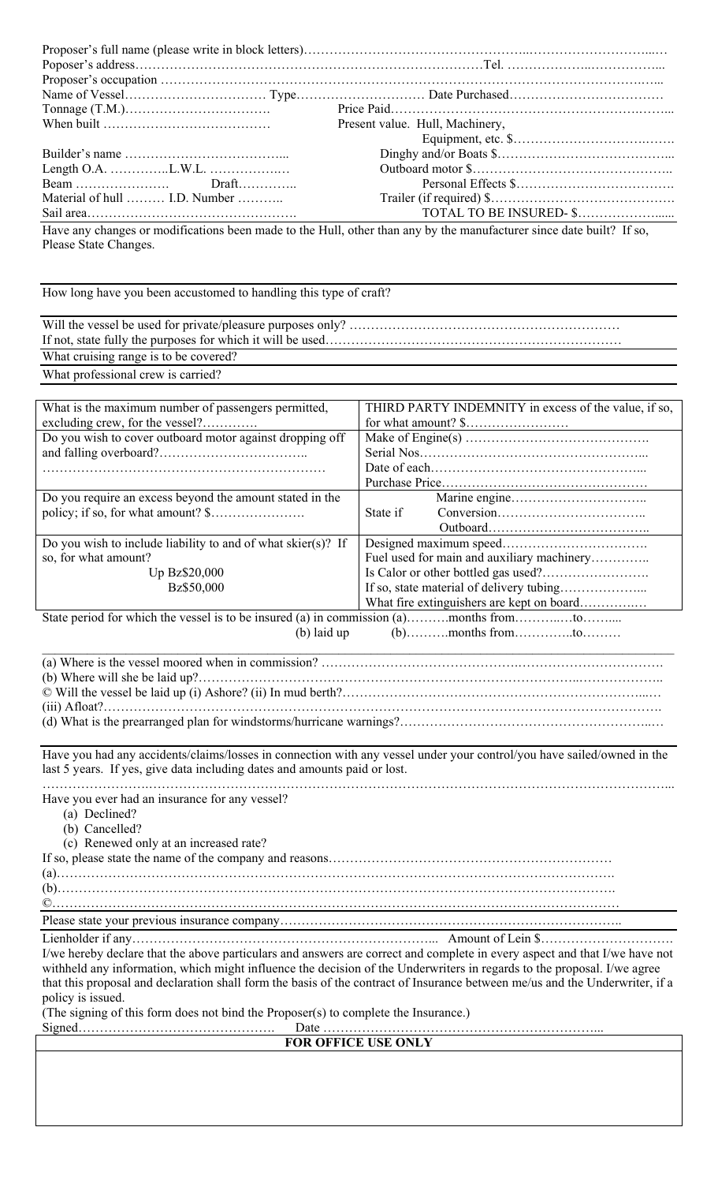Proposer's full name (please write in block letters)…………………………………………………………………………

Poposer's address…………………………………………………………………………Tel. ………………………………

Proposer's occupation ……………………………………………………………………………………………………

| | |
|---|---|
| Name of Vessel…………………………… Type………………………… | Date Purchased……………………………… |
| Tonnage (T.M.)…………………………… | Price Paid……………………………………………………… |
| When built ………………………………… | Present value. Hull, Machinery, |
| | Equipment, etc. $……………………………… |
| Builder's name ……………………………… | Dinghy and/or Boats $………………………………… |
| Length O.A. …………..L.W.L. ……………… | Outboard motor $……………………………………… |
| Beam …………………. Draft………….. | Personal Effects $……………………………… |
| Material of hull ……… I.D. Number ……….. | Trailer (if required) $…………………………………… |
| Sail area………………………………………… | TOTAL TO BE INSURED- $………………… |

Have any changes or modifications been made to the Hull, other than any by the manufacturer since date built? If so, Please State Changes.

---

How long have you been accustomed to handling this type of craft?

---

Will the vessel be used for private/pleasure purposes only? ……………………………………………………

If not, state fully the purposes for which it will be used…………………………………………………………

What cruising range is to be covered?

What professional crew is carried?

| | |
|---|---|
| What is the maximum number of passengers permitted, excluding crew, for the vessel?…………. | THIRD PARTY INDEMNITY in excess of the value, if so, for what amount? $…………………… |
| Do you wish to cover outboard motor against dropping off and falling overboard?…………………………… ………………………………………………………… | Make of Engine(s) …………………………………… Serial Nos……………………………………………… Date of each…………………………………………… Purchase Price………………………………………… |
| Do you require an excess beyond the amount stated in the policy; if so, for what amount? $………………… | State if Marine engine………………………… Conversion…………………………… Outboard……………………………… |
| Do you wish to include liability to and of what skier(s)? If so, for what amount? Up Bz$20,000 Bz$50,000 | Designed maximum speed…………………………… Fuel used for main and auxiliary machinery………… Is Calor or other bottled gas used?…………………… If so, state material of delivery tubing……………… What fire extinguishers are kept on board…………… |

State period for which the vessel is to be insured (a) in commission (a)……….months from……….to……...

(b) laid up (b)……….months from…………..to………

---

(a) Where is the vessel moored when in commission? ……………………………………………………………

(b) Where will she be laid up?……………………………………………………………………………………

© Will the vessel be laid up (i) Ashore? (ii) In mud berth?……………………………………………………

(iii) Afloat?…………………………………………………………………………………………………………

(d) What is the prearranged plan for windstorms/hurricane warnings?……………………………………………

---

Have you had any accidents/claims/losses in connection with any vessel under your control/you have sailed/owned in the last 5 years. If yes, give data including dates and amounts paid or lost.

……………………………………………………………………………………………………………………

Have you ever had an insurance for any vessel?

(a) Declined?

(b) Cancelled?

(c) Renewed only at an increased rate?

If so, please state the name of the company and reasons……………………………………………………

(a)……………………………………………………………………………………………………………

(b)……………………………………………………………………………………………………………

©……………………………………………………………………………………………………………

Please state your previous insurance company……………………………………………………………

---

Lienholder if any…………………………………………………………….. Amount of Lein $……………………

I/we hereby declare that the above particulars and answers are correct and complete in every aspect and that I/we have not withheld any information, which might influence the decision of the Underwriters in regards to the proposal. I/we agree that this proposal and declaration shall form the basis of the contract of Insurance between me/us and the Underwriter, if a policy is issued.

(The signing of this form does not bind the Proposer(s) to complete the Insurance.)

Signed………………………………………. Date ………………………………………………………...

**FOR OFFICE USE ONLY**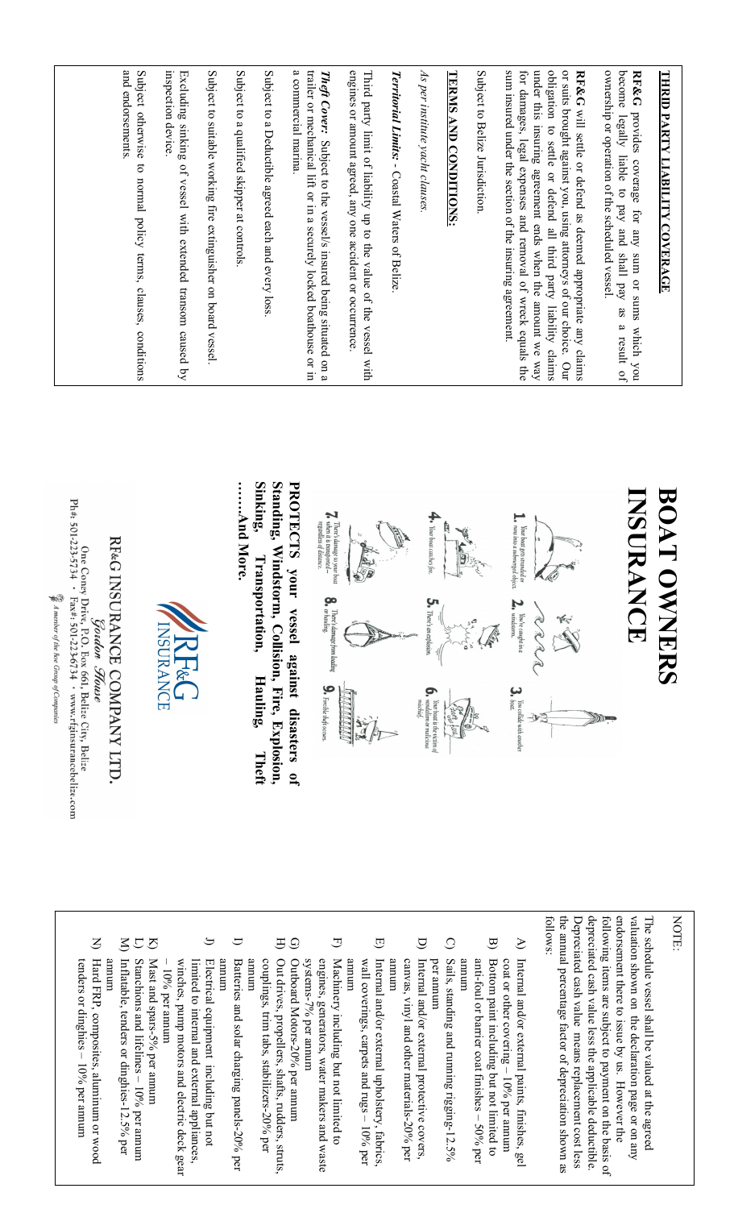## THRID PARTY LIABILITY COVERAGE

**RF&G** provides coverage for any sum or sums which you become legally liable to pay and shall pay as a result of ownership or operation of the scheduled vessel.

**RF&G** will settle or defend as deemed appropriate any claims or suits brought against you, using attorneys of our choice. Our obligation to settle or defend all third party liability claims under this insuring agreement ends when the amount we way for damages, legal expenses and removal of wreck equals the sum insured under the section of the insuring agreement.

Subject to Belize Jurisdiction.

## TERMS AND CONDITIONS:

*As per institute yacht clauses.*

***Territorial Limits*** - Coastal Waters of Belize.

Third party limit of liability up to the value of the vessel with engines or amount agreed, any one accident or occurrence.

***Theft Cover:*** Subject to the vessel/s insured being situated on a trailer or mechanical lift or in a securely locked boathouse or in a commercial marina.

Subject to a Deductible agreed each and every loss.

Subject to a qualified skipper at controls.

Subject to suitable working fire extinguisher on board vessel.

Excluding sinking of vessel with extended transom caused by inspection device.

Subject otherwise to normal policy terms, clauses, conditions and endorsements.

# BOAT OWNERS INSURANCE

1. Your boat gets stranded or runs into a submerged object.
2. You're caught in a windstorm.
3. You collide with another boat.
4. Your boat catches fire.
5. There's an explosion.
6. Your boat is the victim of vandalism or malicious mischief.
7. There's damage to your boat when it is transported— regardless of distance.
8. There's damage from hauling or hailing.
9. Possible theft occurs.

**PROTECTS your vessel against disasters of Standing, Windstorm, Collision, Fire, Explosion, Sinking, Transportation, Hauling, Theft ……And More.**

RF&G INSURANCE

RF&G INSURANCE COMPANY LTD.

*Gordon House*

One Coney Drive, P.O. Box 661, Belize City, Belize

Ph#. 501-223-5734 · Fax#. 501-223-6734 · www.rfginsurancebelize.com

*A member of the Roe Group of Companies*

NOTE:

The schedule vessel shall be valued at the agreed valuation shown on the declaration page or on any endorsement there to issue by us. However the following items are subject to payment on the basis of depreciated cash value less the applicable deductible. Depreciated cash value means replacement cost less the annual percentage factor of depreciation shown as follows:

A) Internal and/or external paints, finishes, gel coat or other covering – 10% per annum
B) Bottom paint including but not limited to anti-foul or barrier coat finishes – 50% per annum
C) Sails, standing and running rigging-12.5% per annum
D) Internal and/or external protective covers, canvas, vinyl and other materials-20% per annum
E) Internal and/or external upholstery, fabrics, wall coverings, carpets and rugs – 10% per annum
F) Machinery including but not limited to engines, generators, water makers and waste systems-7% per annum
G) Outboard Motors-20% per annum
H) Out drives, propellers, shafts, rudders, struts, couplings, trim tabs, stabilizers-20% per annum
I) Batteries and solar charging panels-20% per annum
J) Electrical equipment including but not limited to internal and external appliances, winches, pump motors and electric deck gear – 10% per annum
K) Mast and spars-5% per annum
L) Stanchions and lifelines – 10% per annum
M) Inflatable, tenders or dinghies-12.5% per annum
N) Hard FRP, composites, aluminum or wood tenders or dinghies – 10% per annum